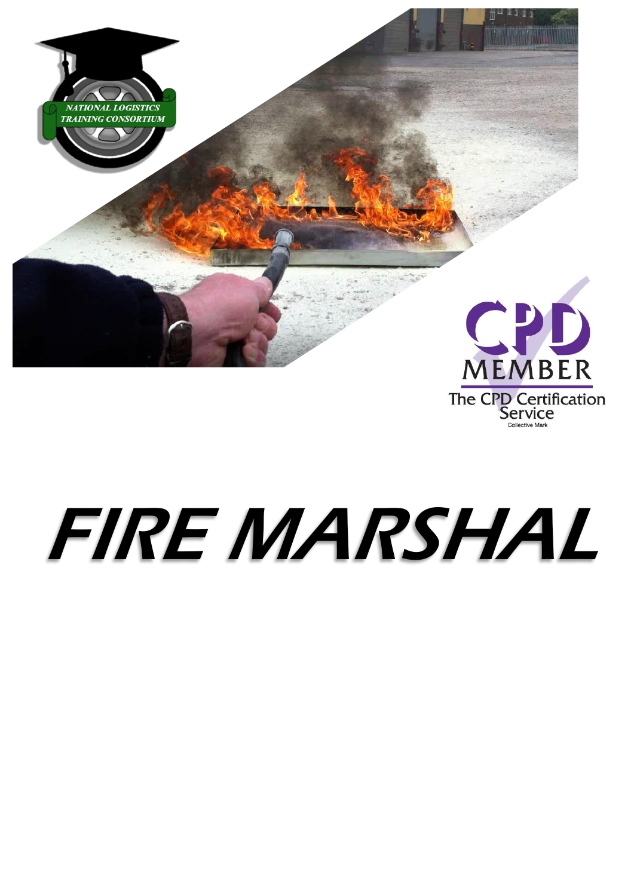NATIONAL LOGISTICS TRAINING CONSORTIUM

CPD MEMBER
The CPD Certification Service
Collective Mark

# FIRE MARSHAL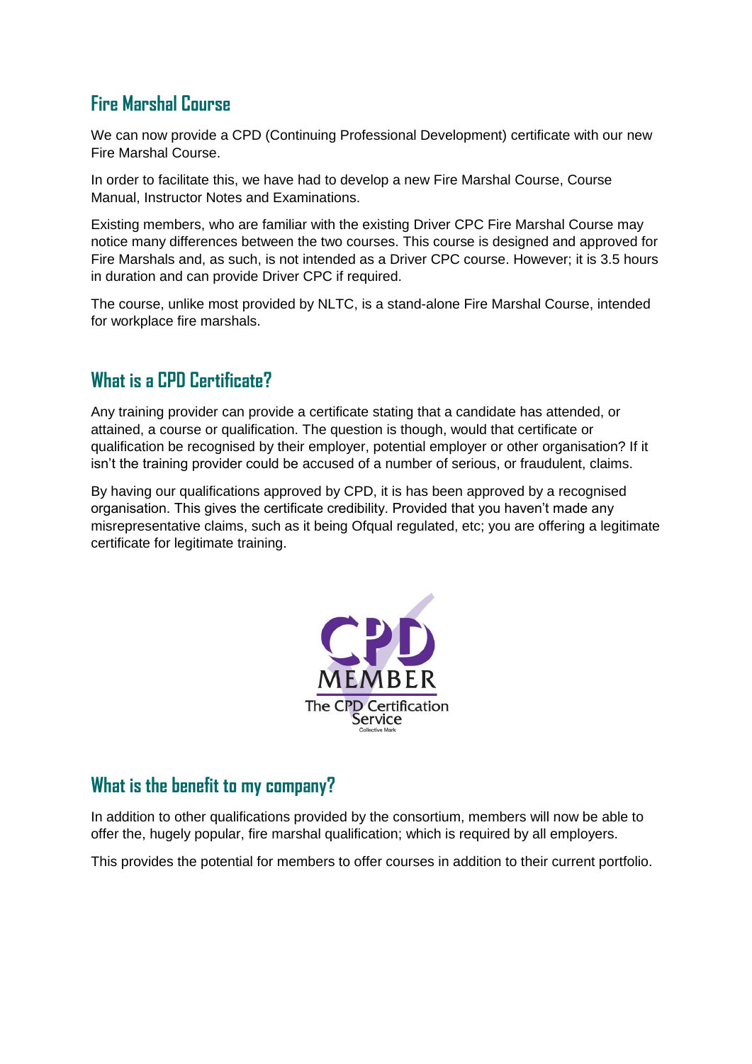## Fire Marshal Course

We can now provide a CPD (Continuing Professional Development) certificate with our new Fire Marshal Course.

In order to facilitate this, we have had to develop a new Fire Marshal Course, Course Manual, Instructor Notes and Examinations.

Existing members, who are familiar with the existing Driver CPC Fire Marshal Course may notice many differences between the two courses. This course is designed and approved for Fire Marshals and, as such, is not intended as a Driver CPC course. However; it is 3.5 hours in duration and can provide Driver CPC if required.

The course, unlike most provided by NLTC, is a stand-alone Fire Marshal Course, intended for workplace fire marshals.

## What is a CPD Certificate?

Any training provider can provide a certificate stating that a candidate has attended, or attained, a course or qualification. The question is though, would that certificate or qualification be recognised by their employer, potential employer or other organisation? If it isn't the training provider could be accused of a number of serious, or fraudulent, claims.

By having our qualifications approved by CPD, it is has been approved by a recognised organisation. This gives the certificate credibility. Provided that you haven't made any misrepresentative claims, such as it being Ofqual regulated, etc; you are offering a legitimate certificate for legitimate training.

CPD MEMBER
The CPD Certification Service
Collective Mark

## What is the benefit to my company?

In addition to other qualifications provided by the consortium, members will now be able to offer the, hugely popular, fire marshal qualification; which is required by all employers.

This provides the potential for members to offer courses in addition to their current portfolio.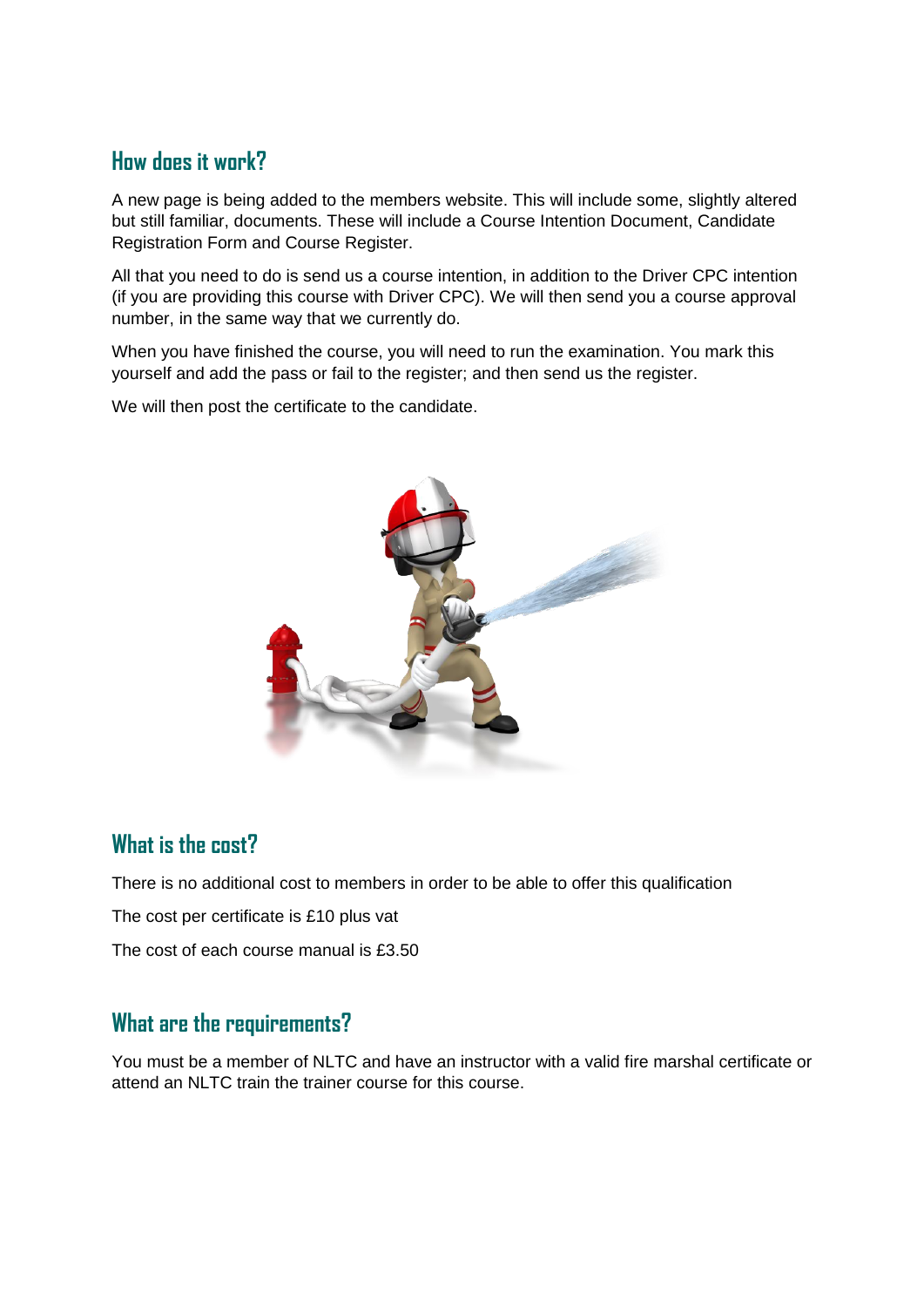## How does it work?

A new page is being added to the members website. This will include some, slightly altered but still familiar, documents. These will include a Course Intention Document, Candidate Registration Form and Course Register.

All that you need to do is send us a course intention, in addition to the Driver CPC intention (if you are providing this course with Driver CPC). We will then send you a course approval number, in the same way that we currently do.

When you have finished the course, you will need to run the examination. You mark this yourself and add the pass or fail to the register; and then send us the register.

We will then post the certificate to the candidate.

## What is the cost?

There is no additional cost to members in order to be able to offer this qualification

The cost per certificate is £10 plus vat

The cost of each course manual is £3.50

## What are the requirements?

You must be a member of NLTC and have an instructor with a valid fire marshal certificate or attend an NLTC train the trainer course for this course.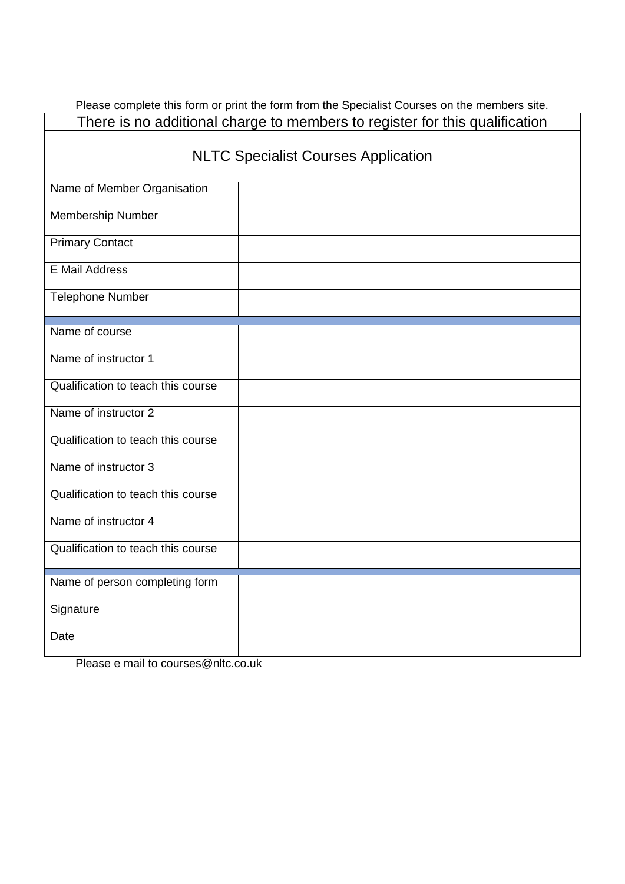Please complete this form or print the form from the Specialist Courses on the members site.

| There is no additional charge to members to register for this qualification | |
|---|---|
| NLTC Specialist Courses Application | |
| Name of Member Organisation | |
| Membership Number | |
| Primary Contact | |
| E Mail Address | |
| Telephone Number | |
| | |
| Name of course | |
| Name of instructor 1 | |
| Qualification to teach this course | |
| Name of instructor 2 | |
| Qualification to teach this course | |
| Name of instructor 3 | |
| Qualification to teach this course | |
| Name of instructor 4 | |
| Qualification to teach this course | |
| | |
| Name of person completing form | |
| Signature | |
| Date | |

Please e mail to courses@nltc.co.uk